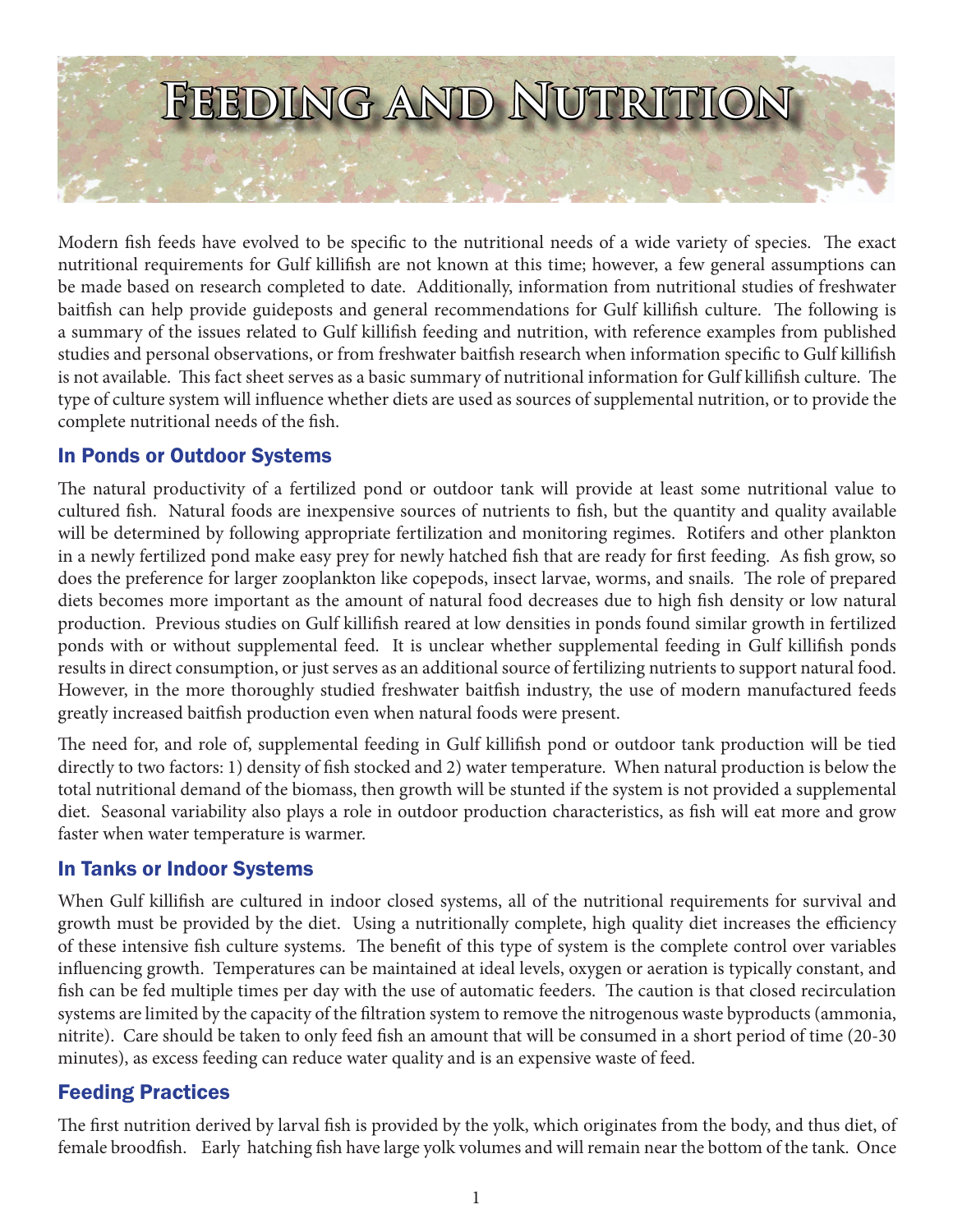# Feeding and Nutrition

Modern fish feeds have evolved to be specific to the nutritional needs of a wide variety of species. The exact nutritional requirements for Gulf killifish are not known at this time; however, a few general assumptions can be made based on research completed to date. Additionally, information from nutritional studies of freshwater baitfish can help provide guideposts and general recommendations for Gulf killifish culture. The following is a summary of the issues related to Gulf killifish feeding and nutrition, with reference examples from published studies and personal observations, or from freshwater baitfish research when information specific to Gulf killifish is not available. This fact sheet serves as a basic summary of nutritional information for Gulf killifish culture. The type of culture system will influence whether diets are used as sources of supplemental nutrition, or to provide the complete nutritional needs of the fish.

## In Ponds or Outdoor Systems

The natural productivity of a fertilized pond or outdoor tank will provide at least some nutritional value to cultured fish. Natural foods are inexpensive sources of nutrients to fish, but the quantity and quality available will be determined by following appropriate fertilization and monitoring regimes. Rotifers and other plankton in a newly fertilized pond make easy prey for newly hatched fish that are ready for first feeding. As fish grow, so does the preference for larger zooplankton like copepods, insect larvae, worms, and snails. The role of prepared diets becomes more important as the amount of natural food decreases due to high fish density or low natural production. Previous studies on Gulf killifish reared at low densities in ponds found similar growth in fertilized ponds with or without supplemental feed. It is unclear whether supplemental feeding in Gulf killifish ponds results in direct consumption, or just serves as an additional source of fertilizing nutrients to support natural food. However, in the more thoroughly studied freshwater baitfish industry, the use of modern manufactured feeds greatly increased baitfish production even when natural foods were present.

The need for, and role of, supplemental feeding in Gulf killifish pond or outdoor tank production will be tied directly to two factors: 1) density of fish stocked and 2) water temperature. When natural production is below the total nutritional demand of the biomass, then growth will be stunted if the system is not provided a supplemental diet. Seasonal variability also plays a role in outdoor production characteristics, as fish will eat more and grow faster when water temperature is warmer.

## In Tanks or Indoor Systems

When Gulf killifish are cultured in indoor closed systems, all of the nutritional requirements for survival and growth must be provided by the diet. Using a nutritionally complete, high quality diet increases the efficiency of these intensive fish culture systems. The benefit of this type of system is the complete control over variables influencing growth. Temperatures can be maintained at ideal levels, oxygen or aeration is typically constant, and fish can be fed multiple times per day with the use of automatic feeders. The caution is that closed recirculation systems are limited by the capacity of the filtration system to remove the nitrogenous waste byproducts (ammonia, nitrite). Care should be taken to only feed fish an amount that will be consumed in a short period of time (20-30 minutes), as excess feeding can reduce water quality and is an expensive waste of feed.

## Feeding Practices

The first nutrition derived by larval fish is provided by the yolk, which originates from the body, and thus diet, of female broodfish. Early hatching fish have large yolk volumes and will remain near the bottom of the tank. Once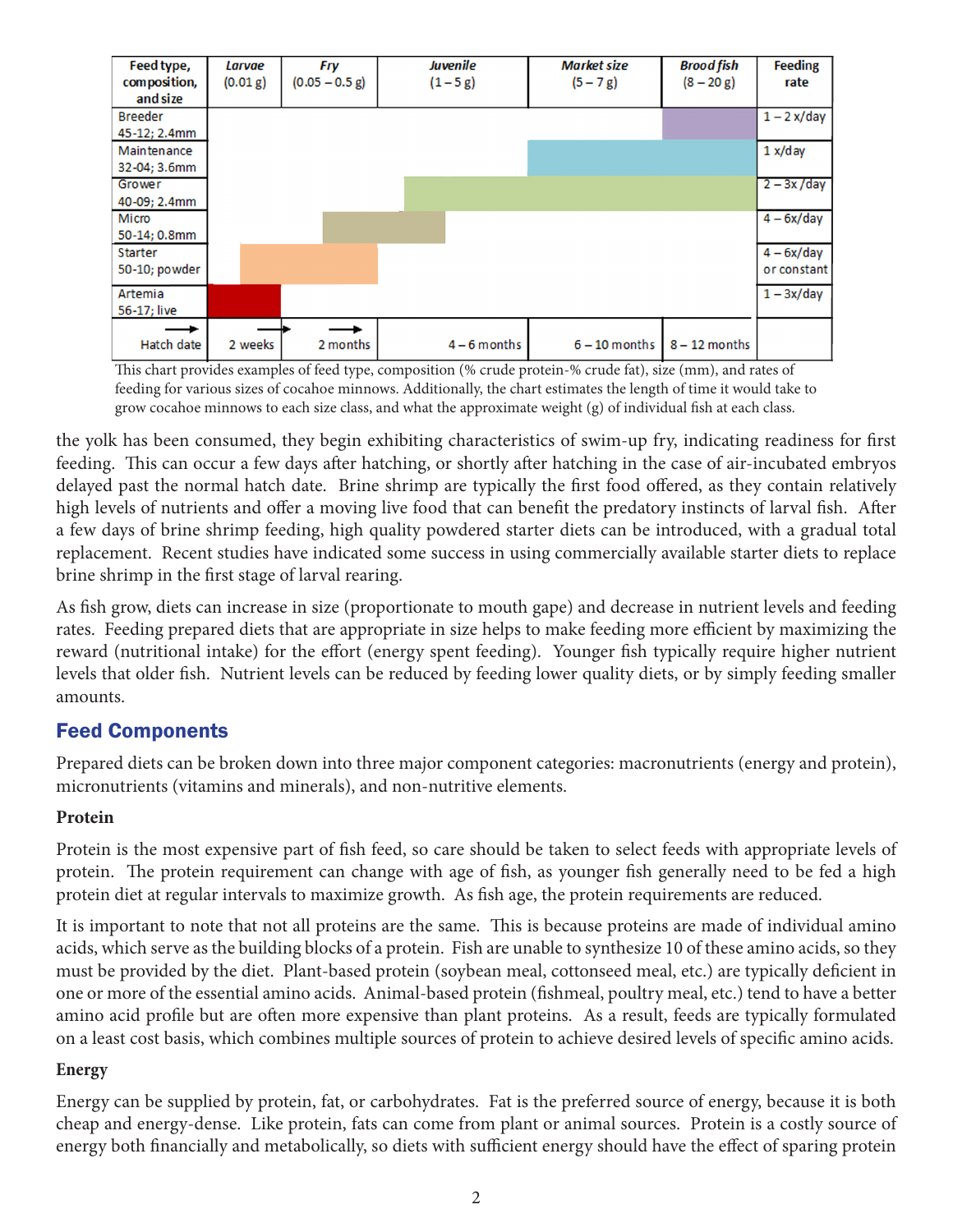| Feed type, composition, and size | *Larvae* (0.01 g) | *Fry* (0.05 – 0.5 g) | *Juvenile* (1 – 5 g) | *Market size* (5 – 7 g) | *Brood fish* (8 – 20 g) | Feeding rate |
|---|---|---|---|---|---|---|
| Breeder 45-12; 2.4mm | | | | | ■ | 1 – 2 x/day |
| Maintenance 32-04; 3.6mm | | | | ■ | ■ | 1 x/day |
| Grower 40-09; 2.4mm | | | ■ | ■ | ■ | 2 – 3x /day |
| Micro 50-14; 0.8mm | | ■ | ■ | | | 4 – 6x/day |
| Starter 50-10; powder | ■ | ■ | | | | 4 – 6x/day or constant |
| Artemia 56-17; live | ■ | | | | | 1 – 3x/day |
| → Hatch date | 2 weeks → | 2 months | 4 – 6 months | 6 – 10 months | 8 – 12 months | |

This chart provides examples of feed type, composition (% crude protein-% crude fat), size (mm), and rates of feeding for various sizes of cocahoe minnows. Additionally, the chart estimates the length of time it would take to grow cocahoe minnows to each size class, and what the approximate weight (g) of individual fish at each class.

the yolk has been consumed, they begin exhibiting characteristics of swim-up fry, indicating readiness for first feeding. This can occur a few days after hatching, or shortly after hatching in the case of air-incubated embryos delayed past the normal hatch date. Brine shrimp are typically the first food offered, as they contain relatively high levels of nutrients and offer a moving live food that can benefit the predatory instincts of larval fish. After a few days of brine shrimp feeding, high quality powdered starter diets can be introduced, with a gradual total replacement. Recent studies have indicated some success in using commercially available starter diets to replace brine shrimp in the first stage of larval rearing.

As fish grow, diets can increase in size (proportionate to mouth gape) and decrease in nutrient levels and feeding rates. Feeding prepared diets that are appropriate in size helps to make feeding more efficient by maximizing the reward (nutritional intake) for the effort (energy spent feeding). Younger fish typically require higher nutrient levels that older fish. Nutrient levels can be reduced by feeding lower quality diets, or by simply feeding smaller amounts.

## Feed Components

Prepared diets can be broken down into three major component categories: macronutrients (energy and protein), micronutrients (vitamins and minerals), and non-nutritive elements.

### Protein

Protein is the most expensive part of fish feed, so care should be taken to select feeds with appropriate levels of protein. The protein requirement can change with age of fish, as younger fish generally need to be fed a high protein diet at regular intervals to maximize growth. As fish age, the protein requirements are reduced.

It is important to note that not all proteins are the same. This is because proteins are made of individual amino acids, which serve as the building blocks of a protein. Fish are unable to synthesize 10 of these amino acids, so they must be provided by the diet. Plant-based protein (soybean meal, cottonseed meal, etc.) are typically deficient in one or more of the essential amino acids. Animal-based protein (fishmeal, poultry meal, etc.) tend to have a better amino acid profile but are often more expensive than plant proteins. As a result, feeds are typically formulated on a least cost basis, which combines multiple sources of protein to achieve desired levels of specific amino acids.

### Energy

Energy can be supplied by protein, fat, or carbohydrates. Fat is the preferred source of energy, because it is both cheap and energy-dense. Like protein, fats can come from plant or animal sources. Protein is a costly source of energy both financially and metabolically, so diets with sufficient energy should have the effect of sparing protein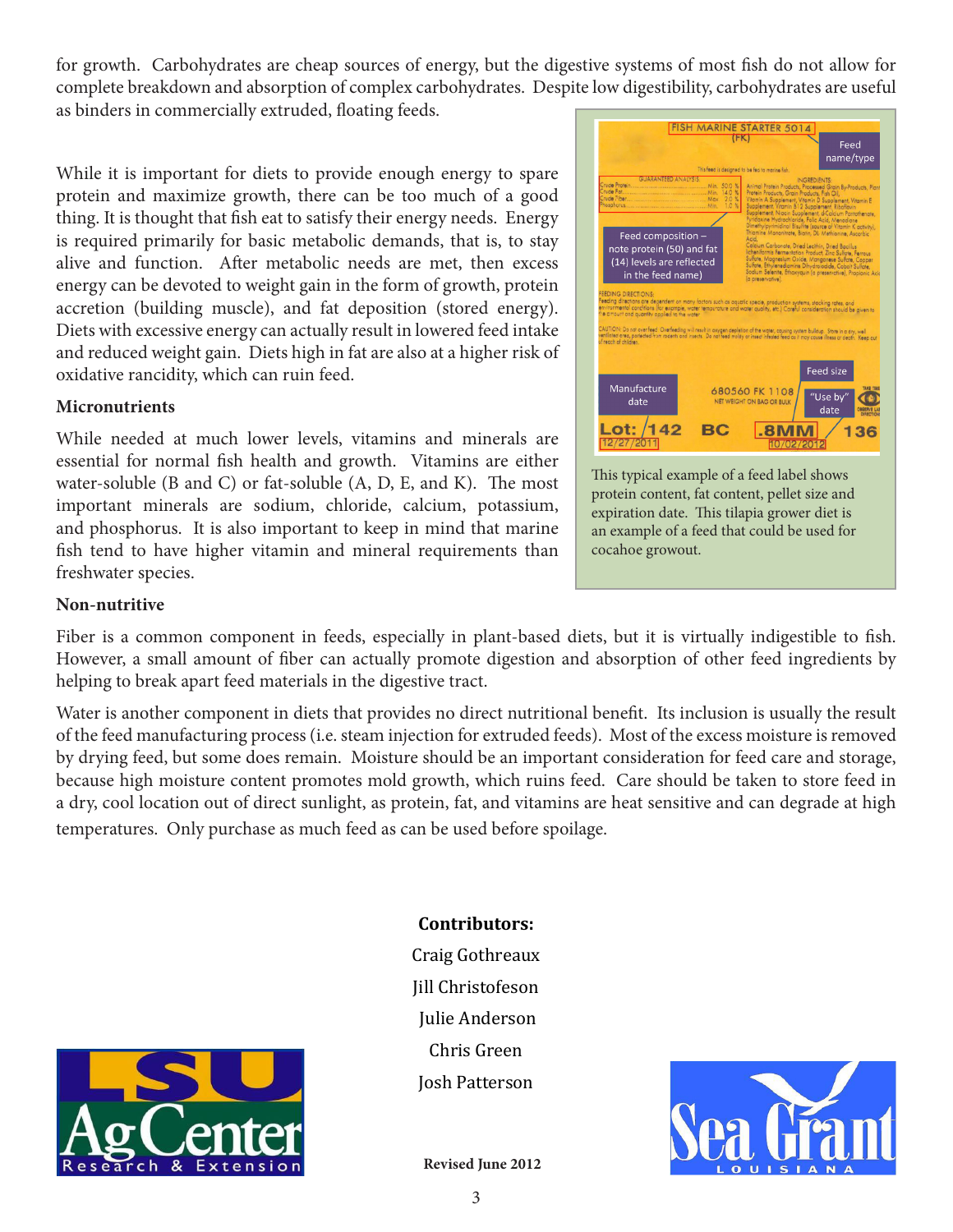for growth. Carbohydrates are cheap sources of energy, but the digestive systems of most fish do not allow for complete breakdown and absorption of complex carbohydrates. Despite low digestibility, carbohydrates are useful as binders in commercially extruded, floating feeds.

While it is important for diets to provide enough energy to spare protein and maximize growth, there can be too much of a good thing. It is thought that fish eat to satisfy their energy needs. Energy is required primarily for basic metabolic demands, that is, to stay alive and function. After metabolic needs are met, then excess energy can be devoted to weight gain in the form of growth, protein accretion (building muscle), and fat deposition (stored energy). Diets with excessive energy can actually result in lowered feed intake and reduced weight gain. Diets high in fat are also at a higher risk of oxidative rancidity, which can ruin feed.

### Micronutrients

While needed at much lower levels, vitamins and minerals are essential for normal fish health and growth. Vitamins are either water-soluble (B and C) or fat-soluble (A, D, E, and K). The most important minerals are sodium, chloride, calcium, potassium, and phosphorus. It is also important to keep in mind that marine fish tend to have higher vitamin and mineral requirements than freshwater species.

This typical example of a feed label shows protein content, fat content, pellet size and expiration date. This tilapia grower diet is an example of a feed that could be used for cocahoe growout.

### Non-nutritive

Fiber is a common component in feeds, especially in plant-based diets, but it is virtually indigestible to fish. However, a small amount of fiber can actually promote digestion and absorption of other feed ingredients by helping to break apart feed materials in the digestive tract.

Water is another component in diets that provides no direct nutritional benefit. Its inclusion is usually the result of the feed manufacturing process (i.e. steam injection for extruded feeds). Most of the excess moisture is removed by drying feed, but some does remain. Moisture should be an important consideration for feed care and storage, because high moisture content promotes mold growth, which ruins feed. Care should be taken to store feed in a dry, cool location out of direct sunlight, as protein, fat, and vitamins are heat sensitive and can degrade at high temperatures. Only purchase as much feed as can be used before spoilage.

**Contributors:**

Craig Gothreaux

Jill Christofeson

Julie Anderson

Chris Green

Josh Patterson

**Revised June 2012**